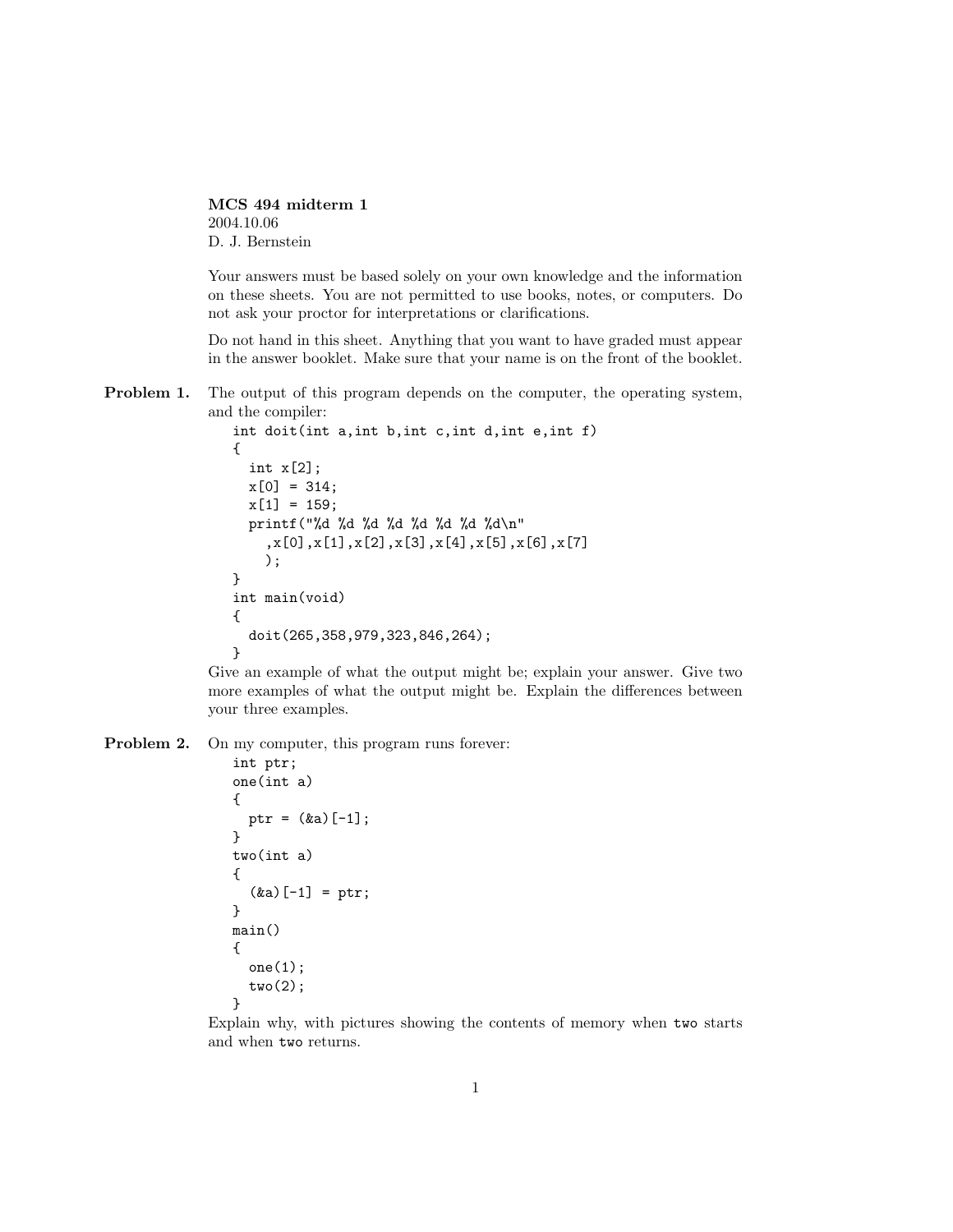**MCS 494 midterm 1**
2004.10.06
D. J. Bernstein

Your answers must be based solely on your own knowledge and the information on these sheets. You are not permitted to use books, notes, or computers. Do not ask your proctor for interpretations or clarifications.

Do not hand in this sheet. Anything that you want to have graded must appear in the answer booklet. Make sure that your name is on the front of the booklet.

**Problem 1.** The output of this program depends on the computer, the operating system, and the compiler:

```
int doit(int a,int b,int c,int d,int e,int f)
{
  int x[2];
  x[0] = 314;
  x[1] = 159;
  printf("%d %d %d %d %d %d %d %d\n"
    ,x[0],x[1],x[2],x[3],x[4],x[5],x[6],x[7]
    );
}
int main(void)
{
  doit(265,358,979,323,846,264);
}
```

Give an example of what the output might be; explain your answer. Give two more examples of what the output might be. Explain the differences between your three examples.

**Problem 2.** On my computer, this program runs forever:

```
int ptr;
one(int a)
{
  ptr = (&a)[-1];
}
two(int a)
{
  (&a)[-1] = ptr;
}
main()
{
  one(1);
  two(2);
}
```

Explain why, with pictures showing the contents of memory when `two` starts and when `two` returns.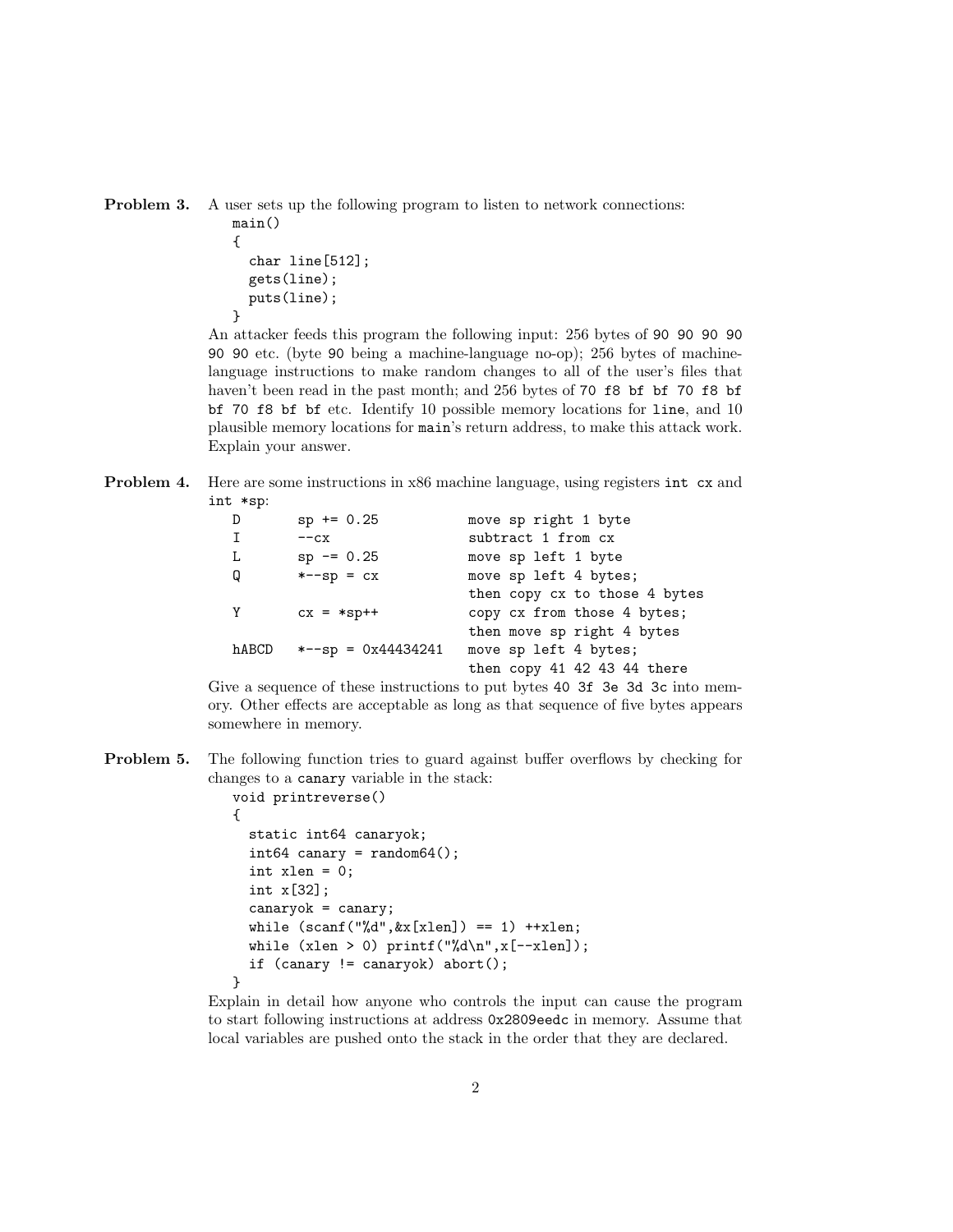**Problem 3.** A user sets up the following program to listen to network connections:

```
main()
{
  char line[512];
  gets(line);
  puts(line);
}
```

An attacker feeds this program the following input: 256 bytes of `90 90 90 90 90 90` etc. (byte `90` being a machine-language no-op); 256 bytes of machine-language instructions to make random changes to all of the user's files that haven't been read in the past month; and 256 bytes of `70 f8 bf bf 70 f8 bf bf 70 f8 bf bf` etc. Identify 10 possible memory locations for `line`, and 10 plausible memory locations for `main`'s return address, to make this attack work. Explain your answer.

**Problem 4.** Here are some instructions in x86 machine language, using registers `int cx` and `int *sp`:

| | | |
|---|---|---|
| `D` | `sp += 0.25` | move sp right 1 byte |
| `I` | `--cx` | subtract 1 from cx |
| `L` | `sp -= 0.25` | move sp left 1 byte |
| `Q` | `*--sp = cx` | move sp left 4 bytes; then copy cx to those 4 bytes |
| `Y` | `cx = *sp++` | copy cx from those 4 bytes; then move sp right 4 bytes |
| `hABCD` | `*--sp = 0x44434241` | move sp left 4 bytes; then copy 41 42 43 44 there |

Give a sequence of these instructions to put bytes `40 3f 3e 3d 3c` into memory. Other effects are acceptable as long as that sequence of five bytes appears somewhere in memory.

**Problem 5.** The following function tries to guard against buffer overflows by checking for changes to a `canary` variable in the stack:

```
void printreverse()
{
  static int64 canaryok;
  int64 canary = random64();
  int xlen = 0;
  int x[32];
  canaryok = canary;
  while (scanf("%d",&x[xlen]) == 1) ++xlen;
  while (xlen > 0) printf("%d\n",x[--xlen]);
  if (canary != canaryok) abort();
}
```

Explain in detail how anyone who controls the input can cause the program to start following instructions at address `0x2809eedc` in memory. Assume that local variables are pushed onto the stack in the order that they are declared.